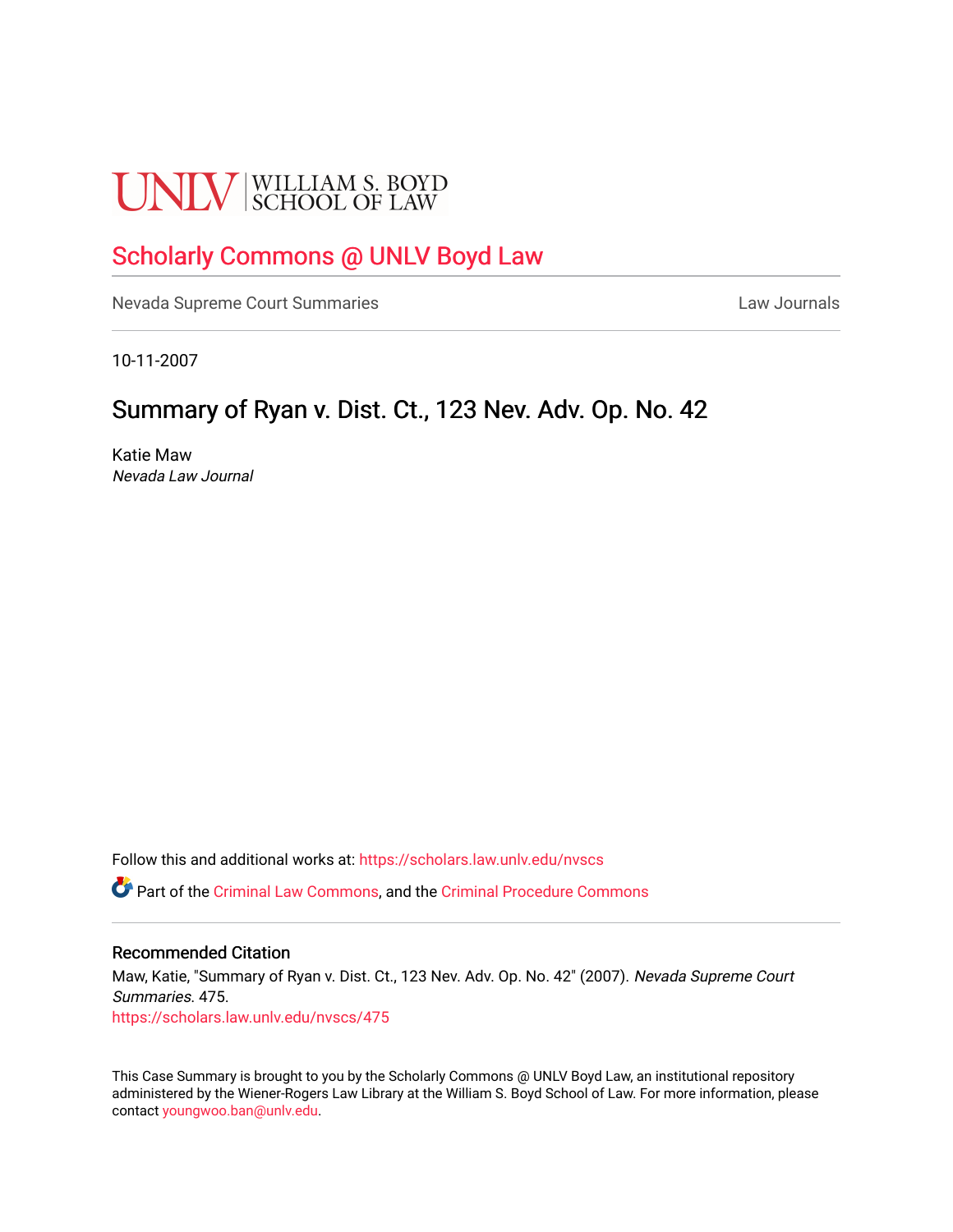UNLV | WILLIAM S. BOYD SCHOOL OF LAW

## Scholarly Commons @ UNLV Boyd Law

Nevada Supreme Court Summaries | Law Journals

10-11-2007

# Summary of Ryan v. Dist. Ct., 123 Nev. Adv. Op. No. 42

Katie Maw
*Nevada Law Journal*

Follow this and additional works at: https://scholars.law.unlv.edu/nvscs

Part of the Criminal Law Commons, and the Criminal Procedure Commons

### Recommended Citation

Maw, Katie, "Summary of Ryan v. Dist. Ct., 123 Nev. Adv. Op. No. 42" (2007). *Nevada Supreme Court Summaries*. 475.
https://scholars.law.unlv.edu/nvscs/475

This Case Summary is brought to you by the Scholarly Commons @ UNLV Boyd Law, an institutional repository administered by the Wiener-Rogers Law Library at the William S. Boyd School of Law. For more information, please contact youngwoo.ban@unlv.edu.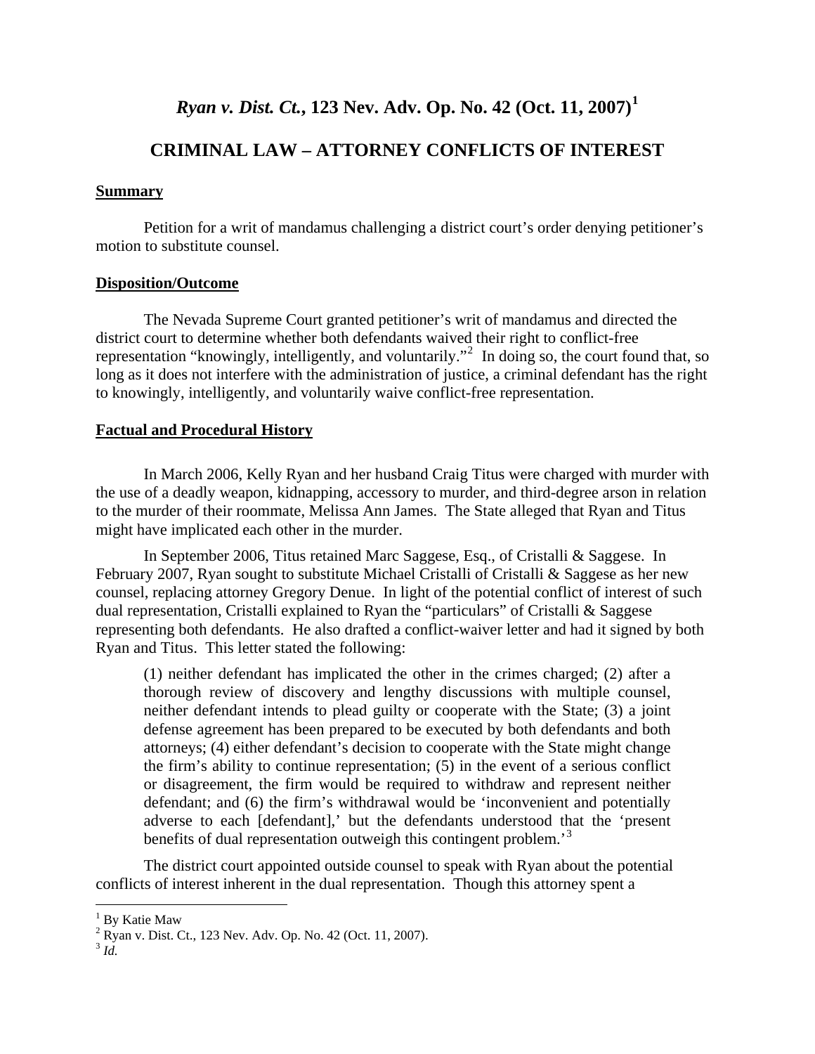# *Ryan v. Dist. Ct.*, 123 Nev. Adv. Op. No. 42 (Oct. 11, 2007)[1]

## CRIMINAL LAW – ATTORNEY CONFLICTS OF INTEREST

### Summary

Petition for a writ of mandamus challenging a district court's order denying petitioner's motion to substitute counsel.

### Disposition/Outcome

The Nevada Supreme Court granted petitioner's writ of mandamus and directed the district court to determine whether both defendants waived their right to conflict-free representation "knowingly, intelligently, and voluntarily."[2] In doing so, the court found that, so long as it does not interfere with the administration of justice, a criminal defendant has the right to knowingly, intelligently, and voluntarily waive conflict-free representation.

### Factual and Procedural History

In March 2006, Kelly Ryan and her husband Craig Titus were charged with murder with the use of a deadly weapon, kidnapping, accessory to murder, and third-degree arson in relation to the murder of their roommate, Melissa Ann James. The State alleged that Ryan and Titus might have implicated each other in the murder.

In September 2006, Titus retained Marc Saggese, Esq., of Cristalli & Saggese. In February 2007, Ryan sought to substitute Michael Cristalli of Cristalli & Saggese as her new counsel, replacing attorney Gregory Denue. In light of the potential conflict of interest of such dual representation, Cristalli explained to Ryan the "particulars" of Cristalli & Saggese representing both defendants. He also drafted a conflict-waiver letter and had it signed by both Ryan and Titus. This letter stated the following:

> (1) neither defendant has implicated the other in the crimes charged; (2) after a thorough review of discovery and lengthy discussions with multiple counsel, neither defendant intends to plead guilty or cooperate with the State; (3) a joint defense agreement has been prepared to be executed by both defendants and both attorneys; (4) either defendant's decision to cooperate with the State might change the firm's ability to continue representation; (5) in the event of a serious conflict or disagreement, the firm would be required to withdraw and represent neither defendant; and (6) the firm's withdrawal would be 'inconvenient and potentially adverse to each [defendant],' but the defendants understood that the 'present benefits of dual representation outweigh this contingent problem.'[3]

The district court appointed outside counsel to speak with Ryan about the potential conflicts of interest inherent in the dual representation. Though this attorney spent a

---

[1] By Katie Maw

[2] Ryan v. Dist. Ct., 123 Nev. Adv. Op. No. 42 (Oct. 11, 2007).

[3] *Id.*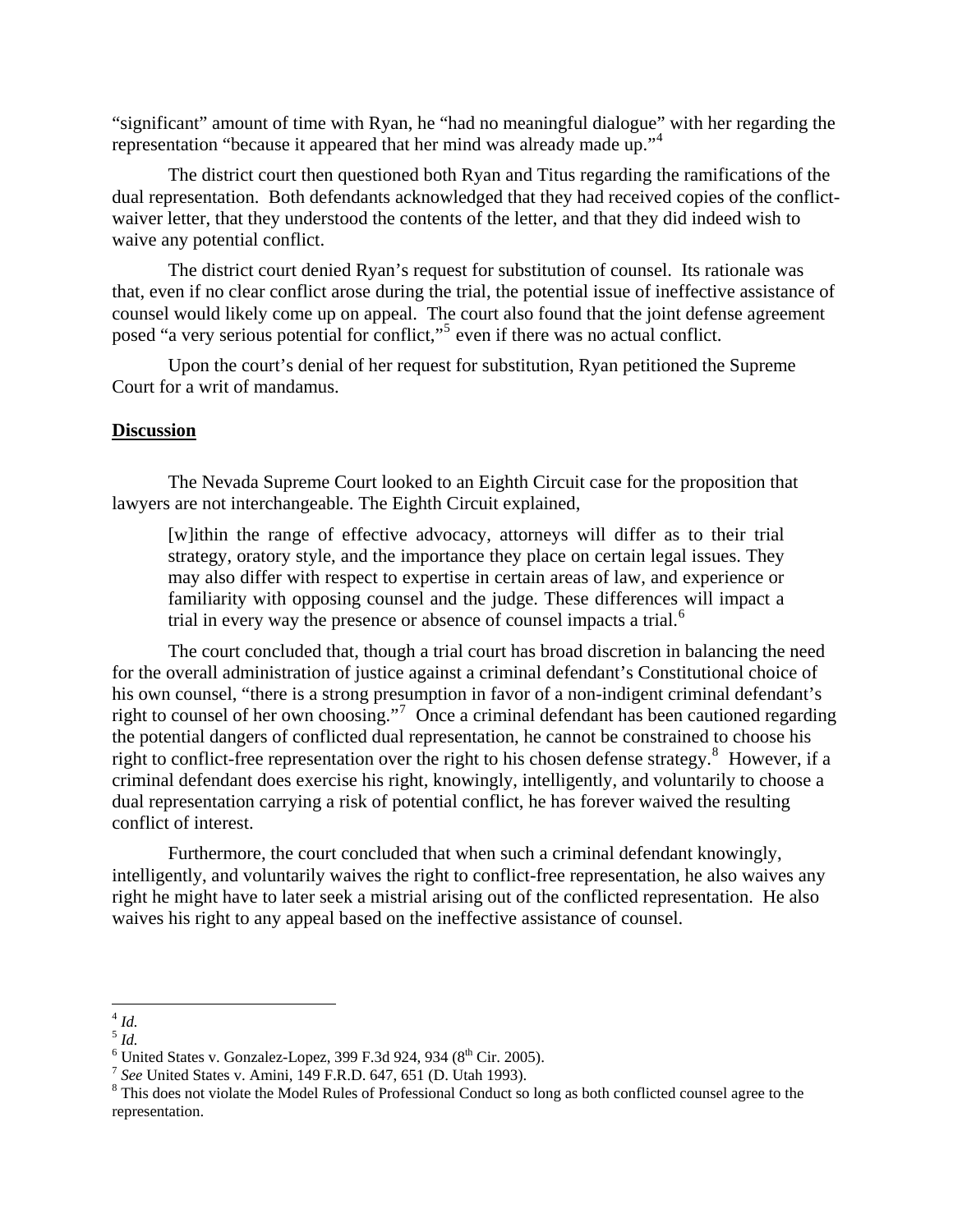"significant" amount of time with Ryan, he "had no meaningful dialogue" with her regarding the representation "because it appeared that her mind was already made up."[4]

The district court then questioned both Ryan and Titus regarding the ramifications of the dual representation. Both defendants acknowledged that they had received copies of the conflict-waiver letter, that they understood the contents of the letter, and that they did indeed wish to waive any potential conflict.

The district court denied Ryan's request for substitution of counsel. Its rationale was that, even if no clear conflict arose during the trial, the potential issue of ineffective assistance of counsel would likely come up on appeal. The court also found that the joint defense agreement posed "a very serious potential for conflict,"[5] even if there was no actual conflict.

Upon the court's denial of her request for substitution, Ryan petitioned the Supreme Court for a writ of mandamus.

**Discussion**

The Nevada Supreme Court looked to an Eighth Circuit case for the proposition that lawyers are not interchangeable. The Eighth Circuit explained,

> [w]ithin the range of effective advocacy, attorneys will differ as to their trial strategy, oratory style, and the importance they place on certain legal issues. They may also differ with respect to expertise in certain areas of law, and experience or familiarity with opposing counsel and the judge. These differences will impact a trial in every way the presence or absence of counsel impacts a trial.[6]

The court concluded that, though a trial court has broad discretion in balancing the need for the overall administration of justice against a criminal defendant's Constitutional choice of his own counsel, "there is a strong presumption in favor of a non-indigent criminal defendant's right to counsel of her own choosing."[7] Once a criminal defendant has been cautioned regarding the potential dangers of conflicted dual representation, he cannot be constrained to choose his right to conflict-free representation over the right to his chosen defense strategy.[8] However, if a criminal defendant does exercise his right, knowingly, intelligently, and voluntarily to choose a dual representation carrying a risk of potential conflict, he has forever waived the resulting conflict of interest.

Furthermore, the court concluded that when such a criminal defendant knowingly, intelligently, and voluntarily waives the right to conflict-free representation, he also waives any right he might have to later seek a mistrial arising out of the conflicted representation. He also waives his right to any appeal based on the ineffective assistance of counsel.

---

[4] *Id.*

[5] *Id.*

[6] United States v. Gonzalez-Lopez, 399 F.3d 924, 934 (8th Cir. 2005).

[7] *See* United States v. Amini, 149 F.R.D. 647, 651 (D. Utah 1993).

[8] This does not violate the Model Rules of Professional Conduct so long as both conflicted counsel agree to the representation.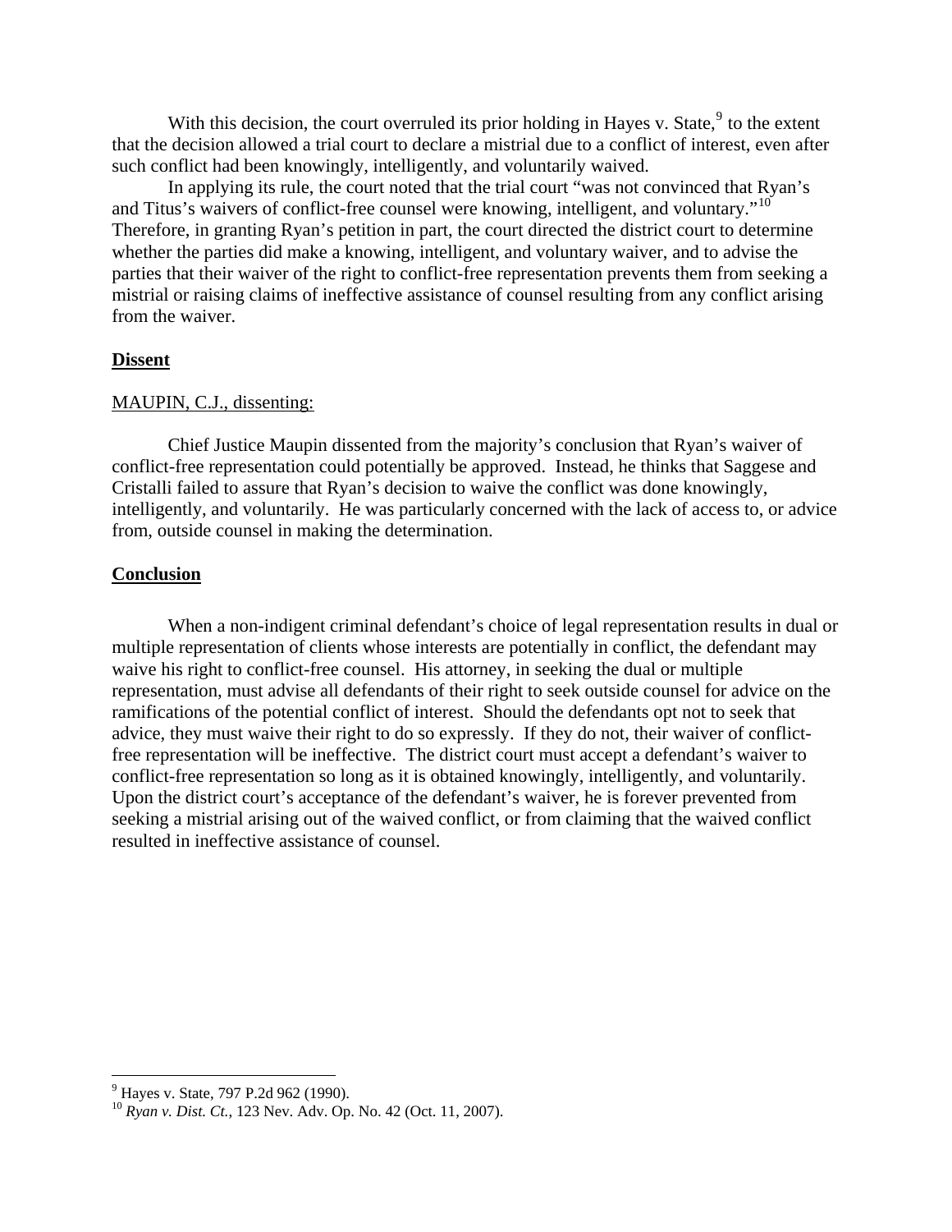With this decision, the court overruled its prior holding in Hayes v. State,[9] to the extent that the decision allowed a trial court to declare a mistrial due to a conflict of interest, even after such conflict had been knowingly, intelligently, and voluntarily waived.

In applying its rule, the court noted that the trial court "was not convinced that Ryan's and Titus's waivers of conflict-free counsel were knowing, intelligent, and voluntary."[10] Therefore, in granting Ryan's petition in part, the court directed the district court to determine whether the parties did make a knowing, intelligent, and voluntary waiver, and to advise the parties that their waiver of the right to conflict-free representation prevents them from seeking a mistrial or raising claims of ineffective assistance of counsel resulting from any conflict arising from the waiver.

**Dissent**

MAUPIN, C.J., dissenting:

Chief Justice Maupin dissented from the majority's conclusion that Ryan's waiver of conflict-free representation could potentially be approved. Instead, he thinks that Saggese and Cristalli failed to assure that Ryan's decision to waive the conflict was done knowingly, intelligently, and voluntarily. He was particularly concerned with the lack of access to, or advice from, outside counsel in making the determination.

**Conclusion**

When a non-indigent criminal defendant's choice of legal representation results in dual or multiple representation of clients whose interests are potentially in conflict, the defendant may waive his right to conflict-free counsel. His attorney, in seeking the dual or multiple representation, must advise all defendants of their right to seek outside counsel for advice on the ramifications of the potential conflict of interest. Should the defendants opt not to seek that advice, they must waive their right to do so expressly. If they do not, their waiver of conflict-free representation will be ineffective. The district court must accept a defendant's waiver to conflict-free representation so long as it is obtained knowingly, intelligently, and voluntarily. Upon the district court's acceptance of the defendant's waiver, he is forever prevented from seeking a mistrial arising out of the waived conflict, or from claiming that the waived conflict resulted in ineffective assistance of counsel.

---

[9] Hayes v. State, 797 P.2d 962 (1990).

[10] *Ryan v. Dist. Ct.*, 123 Nev. Adv. Op. No. 42 (Oct. 11, 2007).